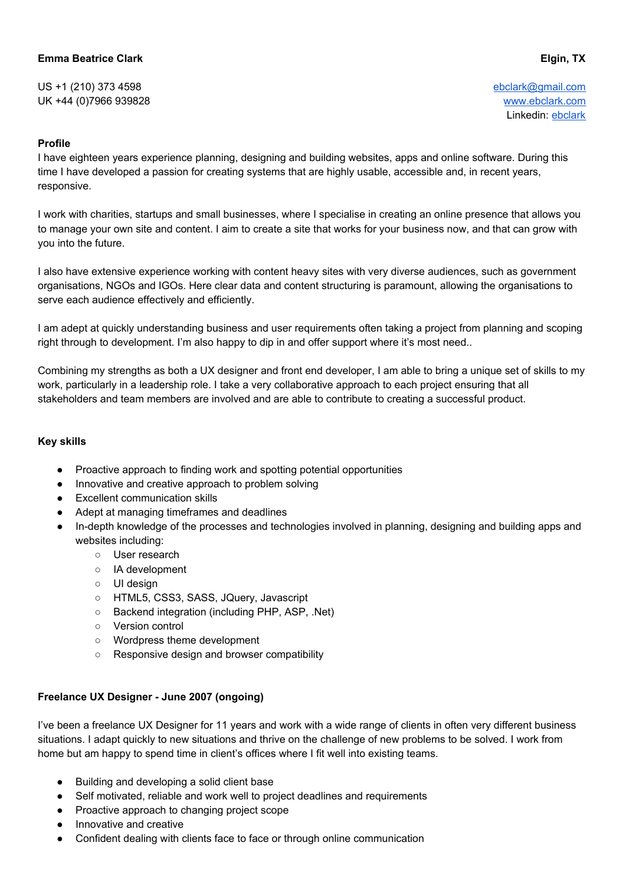**Emma Beatrice Clark** | **Elgin, TX**

US +1 (210) 373 4598
UK +44 (0)7966 939828

ebclark@gmail.com
www.ebclark.com
Linkedin: ebclark

**Profile**

I have eighteen years experience planning, designing and building websites, apps and online software. During this time I have developed a passion for creating systems that are highly usable, accessible and, in recent years, responsive.

I work with charities, startups and small businesses, where I specialise in creating an online presence that allows you to manage your own site and content. I aim to create a site that works for your business now, and that can grow with you into the future.

I also have extensive experience working with content heavy sites with very diverse audiences, such as government organisations, NGOs and IGOs. Here clear data and content structuring is paramount, allowing the organisations to serve each audience effectively and efficiently.

I am adept at quickly understanding business and user requirements often taking a project from planning and scoping right through to development. I'm also happy to dip in and offer support where it's most need..

Combining my strengths as both a UX designer and front end developer, I am able to bring a unique set of skills to my work, particularly in a leadership role. I take a very collaborative approach to each project ensuring that all stakeholders and team members are involved and are able to contribute to creating a successful product.

**Key skills**

- Proactive approach to finding work and spotting potential opportunities
- Innovative and creative approach to problem solving
- Excellent communication skills
- Adept at managing timeframes and deadlines
- In-depth knowledge of the processes and technologies involved in planning, designing and building apps and websites including:
  - User research
  - IA development
  - UI design
  - HTML5, CSS3, SASS, JQuery, Javascript
  - Backend integration (including PHP, ASP, .Net)
  - Version control
  - Wordpress theme development
  - Responsive design and browser compatibility

**Freelance UX Designer - June 2007 (ongoing)**

I've been a freelance UX Designer for 11 years and work with a wide range of clients in often very different business situations. I adapt quickly to new situations and thrive on the challenge of new problems to be solved. I work from home but am happy to spend time in client's offices where I fit well into existing teams.

- Building and developing a solid client base
- Self motivated, reliable and work well to project deadlines and requirements
- Proactive approach to changing project scope
- Innovative and creative
- Confident dealing with clients face to face or through online communication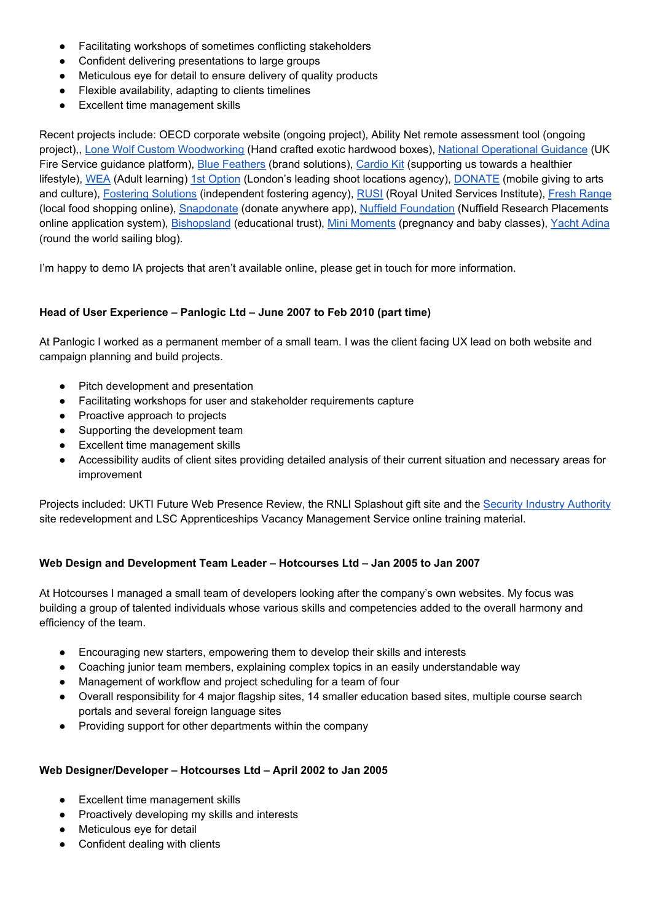- Facilitating workshops of sometimes conflicting stakeholders
- Confident delivering presentations to large groups
- Meticulous eye for detail to ensure delivery of quality products
- Flexible availability, adapting to clients timelines
- Excellent time management skills

Recent projects include: OECD corporate website (ongoing project), Ability Net remote assessment tool (ongoing project),, Lone Wolf Custom Woodworking (Hand crafted exotic hardwood boxes), National Operational Guidance (UK Fire Service guidance platform), Blue Feathers (brand solutions), Cardio Kit (supporting us towards a healthier lifestyle), WEA (Adult learning) 1st Option (London's leading shoot locations agency), DONATE (mobile giving to arts and culture), Fostering Solutions (independent fostering agency), RUSI (Royal United Services Institute), Fresh Range (local food shopping online), Snapdonate (donate anywhere app), Nuffield Foundation (Nuffield Research Placements online application system), Bishopsland (educational trust), Mini Moments (pregnancy and baby classes), Yacht Adina (round the world sailing blog).

I'm happy to demo IA projects that aren't available online, please get in touch for more information.

**Head of User Experience – Panlogic Ltd – June 2007 to Feb 2010 (part time)**

At Panlogic I worked as a permanent member of a small team. I was the client facing UX lead on both website and campaign planning and build projects.

- Pitch development and presentation
- Facilitating workshops for user and stakeholder requirements capture
- Proactive approach to projects
- Supporting the development team
- Excellent time management skills
- Accessibility audits of client sites providing detailed analysis of their current situation and necessary areas for improvement

Projects included: UKTI Future Web Presence Review, the RNLI Splashout gift site and the Security Industry Authority site redevelopment and LSC Apprenticeships Vacancy Management Service online training material.

**Web Design and Development Team Leader – Hotcourses Ltd – Jan 2005 to Jan 2007**

At Hotcourses I managed a small team of developers looking after the company's own websites. My focus was building a group of talented individuals whose various skills and competencies added to the overall harmony and efficiency of the team.

- Encouraging new starters, empowering them to develop their skills and interests
- Coaching junior team members, explaining complex topics in an easily understandable way
- Management of workflow and project scheduling for a team of four
- Overall responsibility for 4 major flagship sites, 14 smaller education based sites, multiple course search portals and several foreign language sites
- Providing support for other departments within the company

**Web Designer/Developer – Hotcourses Ltd – April 2002 to Jan 2005**

- Excellent time management skills
- Proactively developing my skills and interests
- Meticulous eye for detail
- Confident dealing with clients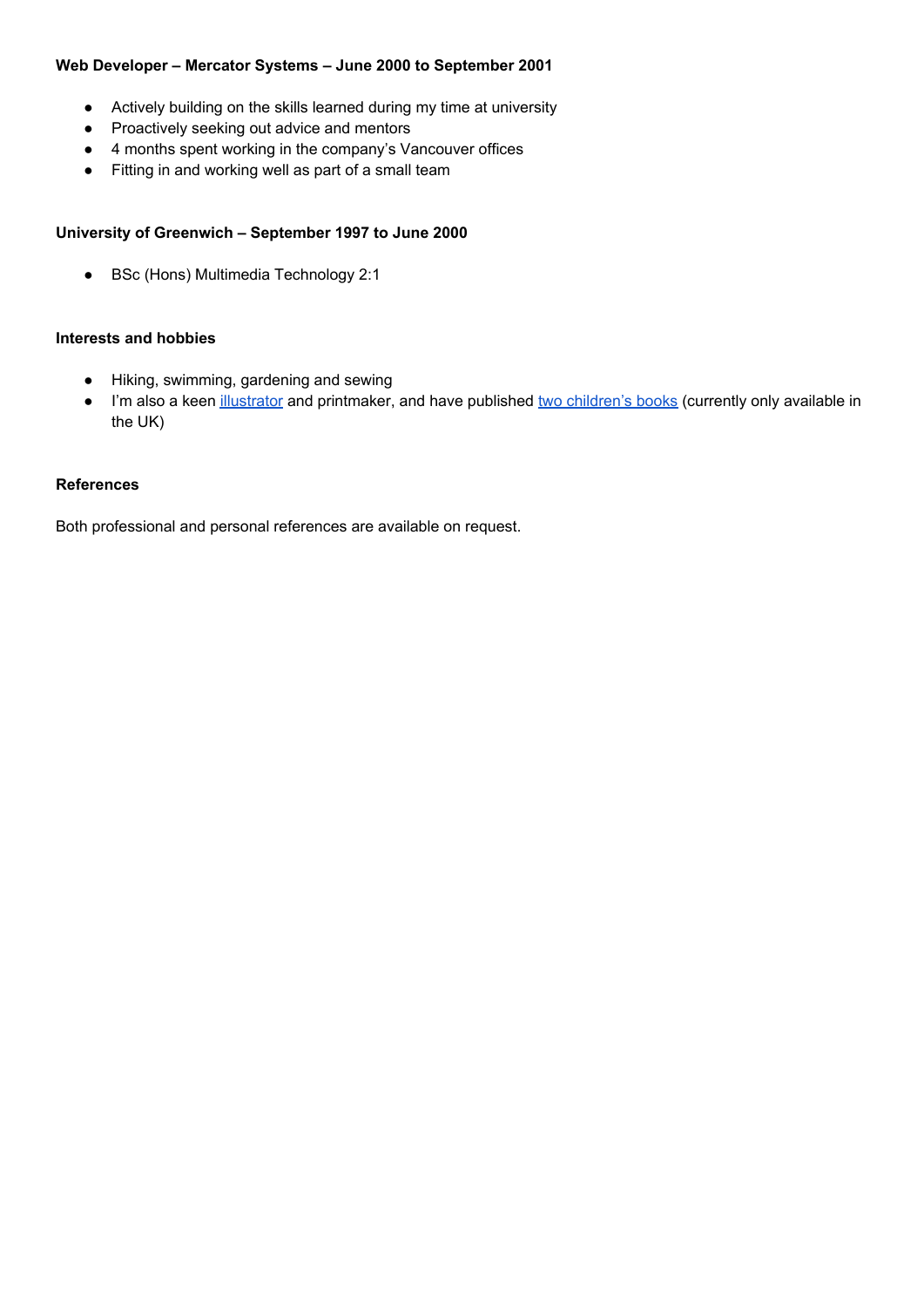**Web Developer – Mercator Systems – June 2000 to September 2001**

- Actively building on the skills learned during my time at university
- Proactively seeking out advice and mentors
- 4 months spent working in the company's Vancouver offices
- Fitting in and working well as part of a small team

**University of Greenwich – September 1997 to June 2000**

- BSc (Hons) Multimedia Technology 2:1

**Interests and hobbies**

- Hiking, swimming, gardening and sewing
- I'm also a keen illustrator and printmaker, and have published two children's books (currently only available in the UK)

**References**

Both professional and personal references are available on request.